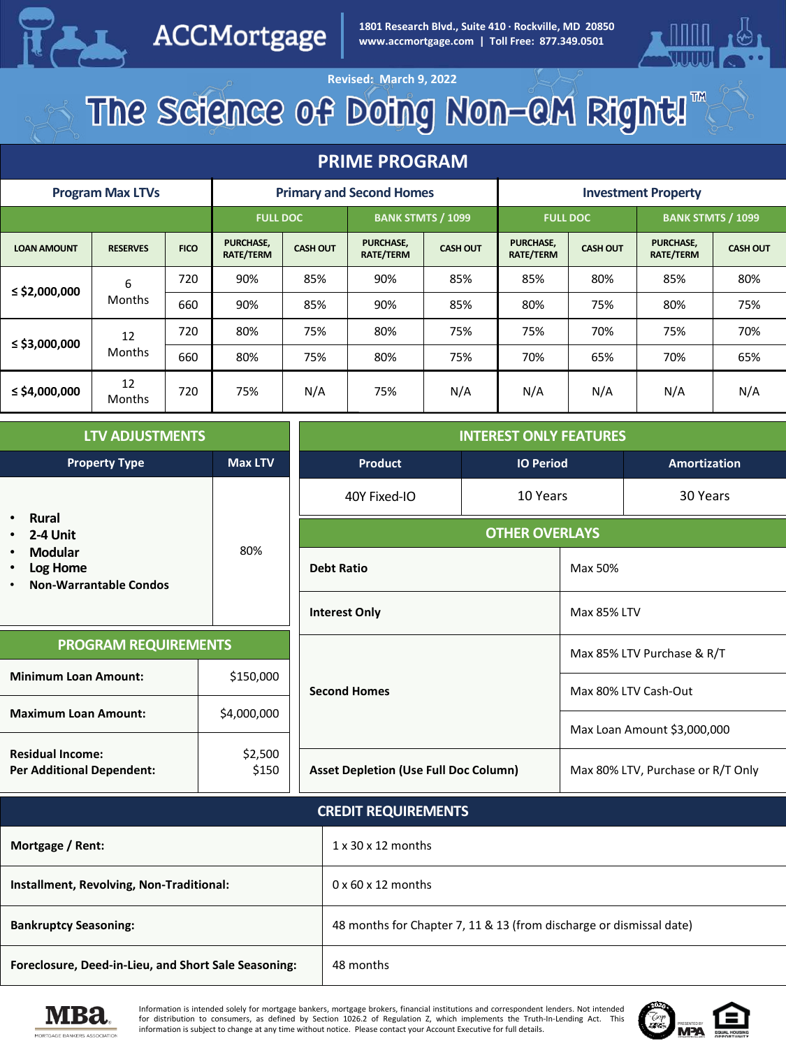ACCMortgage

1801 Research Blvd., Suite 410 · Rockville, MD 20850
www.accmortgage.com | Toll Free: 877.349.0501

Revised: March 9, 2022

# The Science of Doing Non-QM Right!™

## PRIME PROGRAM

| Program Max LTVs | | | Primary and Second Homes | | | | Investment Property | | | |
|---|---|---|---|---|---|---|---|---|---|---|
| | | | FULL DOC | | BANK STMTS / 1099 | | FULL DOC | | BANK STMTS / 1099 | |
| LOAN AMOUNT | RESERVES | FICO | PURCHASE, RATE/TERM | CASH OUT | PURCHASE, RATE/TERM | CASH OUT | PURCHASE, RATE/TERM | CASH OUT | PURCHASE, RATE/TERM | CASH OUT |
| ≤ $2,000,000 | 6 Months | 720 | 90% | 85% | 90% | 85% | 85% | 80% | 85% | 80% |
| | | 660 | 90% | 85% | 90% | 85% | 80% | 75% | 80% | 75% |
| ≤ $3,000,000 | 12 Months | 720 | 80% | 75% | 80% | 75% | 75% | 70% | 75% | 70% |
| | | 660 | 80% | 75% | 80% | 75% | 70% | 65% | 70% | 65% |
| ≤ $4,000,000 | 12 Months | 720 | 75% | N/A | 75% | N/A | N/A | N/A | N/A | N/A |

## LTV ADJUSTMENTS

| Property Type | Max LTV |
|---|---|
| • Rural<br>• 2-4 Unit<br>• Modular<br>• Log Home<br>• Non-Warrantable Condos | 80% |

## PROGRAM REQUIREMENTS

| | |
|---|---|
| **Minimum Loan Amount:** | $150,000 |
| **Maximum Loan Amount:** | $4,000,000 |
| **Residual Income:**<br>**Per Additional Dependent:** | $2,500<br>$150 |

## INTEREST ONLY FEATURES

| Product | IO Period | Amortization |
|---|---|---|
| 40Y Fixed-IO | 10 Years | 30 Years |

## OTHER OVERLAYS

| | |
|---|---|
| **Debt Ratio** | Max 50% |
| **Interest Only** | Max 85% LTV |
| **Second Homes** | Max 85% LTV Purchase & R/T |
| | Max 80% LTV Cash-Out |
| | Max Loan Amount $3,000,000 |
| **Asset Depletion (Use Full Doc Column)** | Max 80% LTV, Purchase or R/T Only |

## CREDIT REQUIREMENTS

| | |
|---|---|
| **Mortgage / Rent:** | 1 x 30 x 12 months |
| **Installment, Revolving, Non-Traditional:** | 0 x 60 x 12 months |
| **Bankruptcy Seasoning:** | 48 months for Chapter 7, 11 & 13 (from discharge or dismissal date) |
| **Foreclosure, Deed-in-Lieu, and Short Sale Seasoning:** | 48 months |

Information is intended solely for mortgage bankers, mortgage brokers, financial institutions and correspondent lenders. Not intended for distribution to consumers, as defined by Section 1026.2 of Regulation Z, which implements the Truth-In-Lending Act. This information is subject to change at any time without notice. Please contact your Account Executive for full details.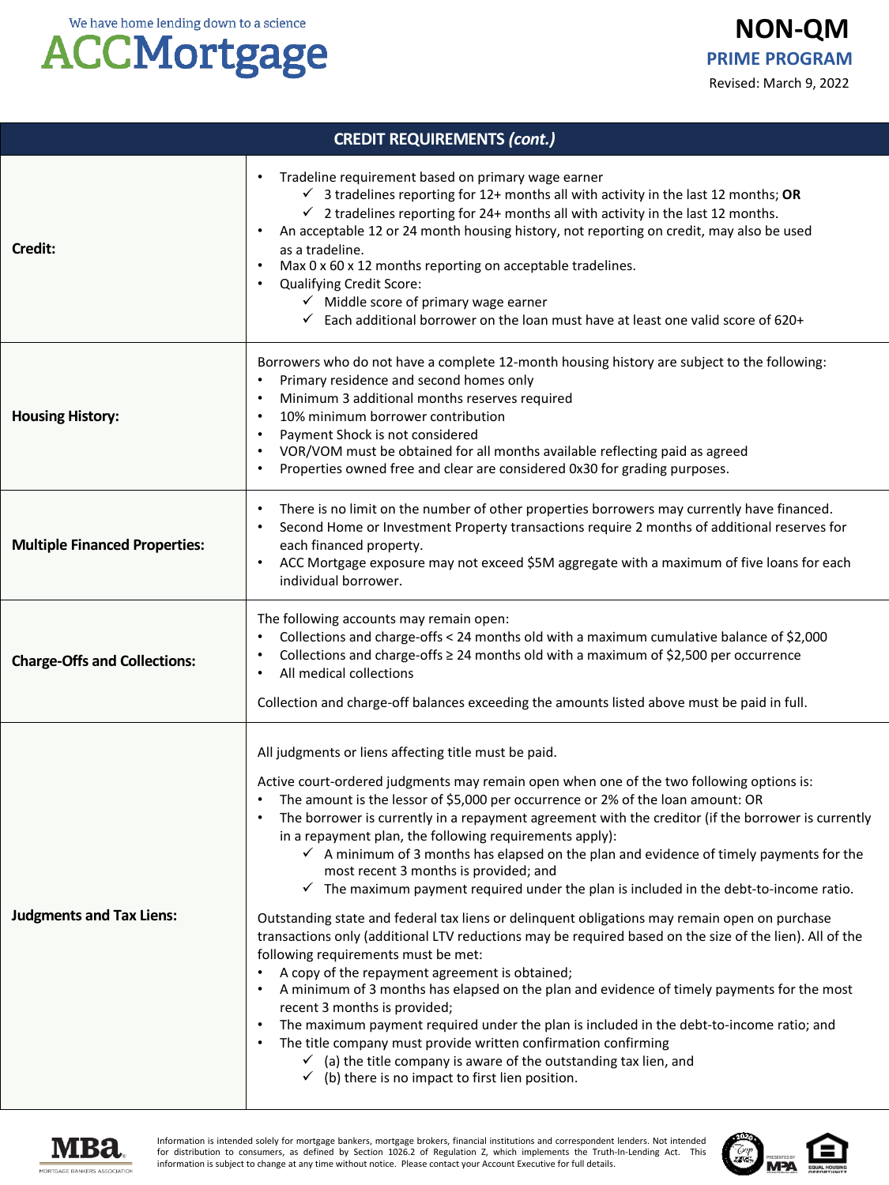# NON-QM
## PRIME PROGRAM
Revised: March 9, 2022

## CREDIT REQUIREMENTS *(cont.)*

**Credit:**

- Tradeline requirement based on primary wage earner
  - ✓ 3 tradelines reporting for 12+ months all with activity in the last 12 months; **OR**
  - ✓ 2 tradelines reporting for 24+ months all with activity in the last 12 months.
- An acceptable 12 or 24 month housing history, not reporting on credit, may also be used as a tradeline.
- Max 0 x 60 x 12 months reporting on acceptable tradelines.
- Qualifying Credit Score:
  - ✓ Middle score of primary wage earner
  - ✓ Each additional borrower on the loan must have at least one valid score of 620+

**Housing History:**

Borrowers who do not have a complete 12-month housing history are subject to the following:

- Primary residence and second homes only
- Minimum 3 additional months reserves required
- 10% minimum borrower contribution
- Payment Shock is not considered
- VOR/VOM must be obtained for all months available reflecting paid as agreed
- Properties owned free and clear are considered 0x30 for grading purposes.

**Multiple Financed Properties:**

- There is no limit on the number of other properties borrowers may currently have financed.
- Second Home or Investment Property transactions require 2 months of additional reserves for each financed property.
- ACC Mortgage exposure may not exceed $5M aggregate with a maximum of five loans for each individual borrower.

**Charge-Offs and Collections:**

The following accounts may remain open:

- Collections and charge-offs < 24 months old with a maximum cumulative balance of $2,000
- Collections and charge-offs ≥ 24 months old with a maximum of $2,500 per occurrence
- All medical collections

Collection and charge-off balances exceeding the amounts listed above must be paid in full.

**Judgments and Tax Liens:**

All judgments or liens affecting title must be paid.

Active court-ordered judgments may remain open when one of the two following options is:

- The amount is the lessor of $5,000 per occurrence or 2% of the loan amount: OR
- The borrower is currently in a repayment agreement with the creditor (if the borrower is currently in a repayment plan, the following requirements apply):
  - ✓ A minimum of 3 months has elapsed on the plan and evidence of timely payments for the most recent 3 months is provided; and
  - ✓ The maximum payment required under the plan is included in the debt-to-income ratio.

Outstanding state and federal tax liens or delinquent obligations may remain open on purchase transactions only (additional LTV reductions may be required based on the size of the lien). All of the following requirements must be met:

- A copy of the repayment agreement is obtained;
- A minimum of 3 months has elapsed on the plan and evidence of timely payments for the most recent 3 months is provided;
- The maximum payment required under the plan is included in the debt-to-income ratio; and
- The title company must provide written confirmation confirming
  - ✓ (a) the title company is aware of the outstanding tax lien, and
  - ✓ (b) there is no impact to first lien position.

Information is intended solely for mortgage bankers, mortgage brokers, financial institutions and correspondent lenders. Not intended for distribution to consumers, as defined by Section 1026.2 of Regulation Z, which implements the Truth-In-Lending Act. This information is subject to change at any time without notice. Please contact your Account Executive for full details.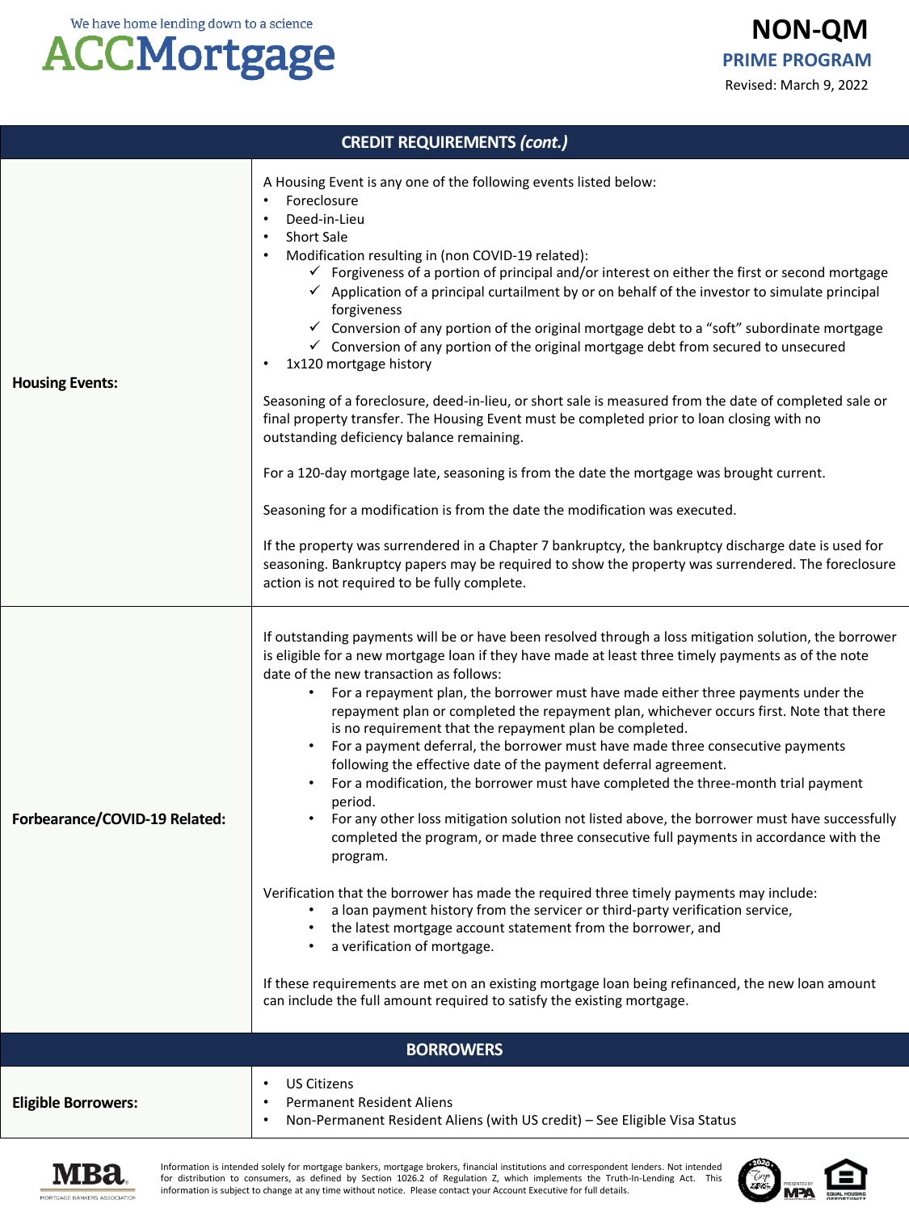| CREDIT REQUIREMENTS *(cont.)* | |
|---|---|
| **Housing Events:** | A Housing Event is any one of the following events listed below:<br>• Foreclosure<br>• Deed-in-Lieu<br>• Short Sale<br>• Modification resulting in (non COVID-19 related):<br>  ✓ Forgiveness of a portion of principal and/or interest on either the first or second mortgage<br>  ✓ Application of a principal curtailment by or on behalf of the investor to simulate principal forgiveness<br>  ✓ Conversion of any portion of the original mortgage debt to a "soft" subordinate mortgage<br>  ✓ Conversion of any portion of the original mortgage debt from secured to unsecured<br>• 1x120 mortgage history<br><br>Seasoning of a foreclosure, deed-in-lieu, or short sale is measured from the date of completed sale or final property transfer. The Housing Event must be completed prior to loan closing with no outstanding deficiency balance remaining.<br><br>For a 120-day mortgage late, seasoning is from the date the mortgage was brought current.<br><br>Seasoning for a modification is from the date the modification was executed.<br><br>If the property was surrendered in a Chapter 7 bankruptcy, the bankruptcy discharge date is used for seasoning. Bankruptcy papers may be required to show the property was surrendered. The foreclosure action is not required to be fully complete. |
| **Forbearance/COVID-19 Related:** | If outstanding payments will be or have been resolved through a loss mitigation solution, the borrower is eligible for a new mortgage loan if they have made at least three timely payments as of the note date of the new transaction as follows:<br>• For a repayment plan, the borrower must have made either three payments under the repayment plan or completed the repayment plan, whichever occurs first. Note that there is no requirement that the repayment plan be completed.<br>• For a payment deferral, the borrower must have made three consecutive payments following the effective date of the payment deferral agreement.<br>• For a modification, the borrower must have completed the three-month trial payment period.<br>• For any other loss mitigation solution not listed above, the borrower must have successfully completed the program, or made three consecutive full payments in accordance with the program.<br><br>Verification that the borrower has made the required three timely payments may include:<br>• a loan payment history from the servicer or third-party verification service,<br>• the latest mortgage account statement from the borrower, and<br>• a verification of mortgage.<br><br>If these requirements are met on an existing mortgage loan being refinanced, the new loan amount can include the full amount required to satisfy the existing mortgage. |

| BORROWERS | |
|---|---|
| **Eligible Borrowers:** | • US Citizens<br>• Permanent Resident Aliens<br>• Non-Permanent Resident Aliens (with US credit) – See Eligible Visa Status |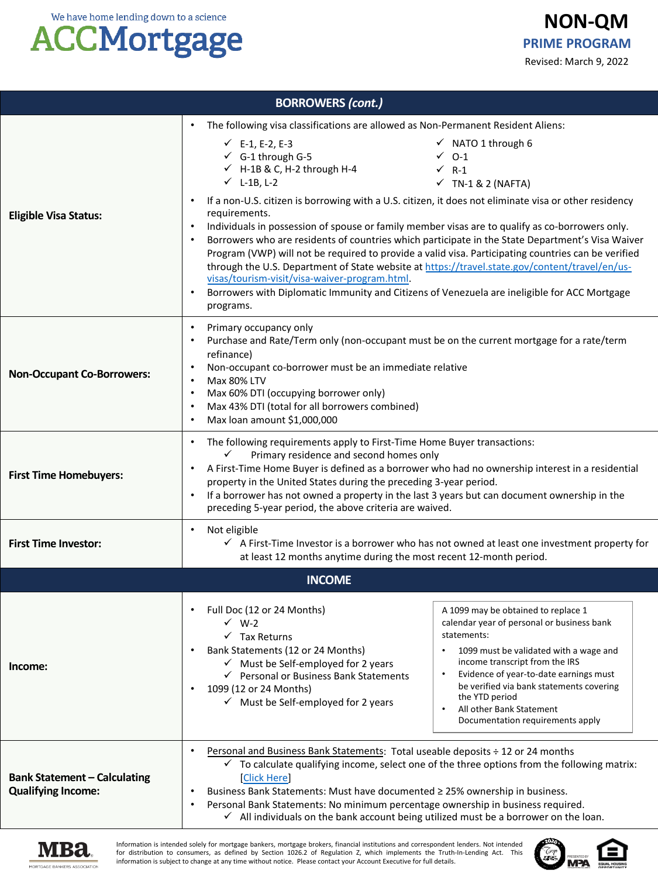# NON-QM
## PRIME PROGRAM
Revised: March 9, 2022

| BORROWERS *(cont.)* | |
|---|---|
| **Eligible Visa Status:** | • The following visa classifications are allowed as Non-Permanent Resident Aliens:<br>✓ E-1, E-2, E-3<br>✓ G-1 through G-5<br>✓ H-1B & C, H-2 through H-4<br>✓ L-1B, L-2<br>✓ NATO 1 through 6<br>✓ O-1<br>✓ R-1<br>✓ TN-1 & 2 (NAFTA)<br>• If a non-U.S. citizen is borrowing with a U.S. citizen, it does not eliminate visa or other residency requirements.<br>• Individuals in possession of spouse or family member visas are to qualify as co-borrowers only.<br>• Borrowers who are residents of countries which participate in the State Department's Visa Waiver Program (VWP) will not be required to provide a valid visa. Participating countries can be verified through the U.S. Department of State website at https://travel.state.gov/content/travel/en/us-visas/tourism-visit/visa-waiver-program.html.<br>• Borrowers with Diplomatic Immunity and Citizens of Venezuela are ineligible for ACC Mortgage programs. |
| **Non-Occupant Co-Borrowers:** | • Primary occupancy only<br>• Purchase and Rate/Term only (non-occupant must be on the current mortgage for a rate/term refinance)<br>• Non-occupant co-borrower must be an immediate relative<br>• Max 80% LTV<br>• Max 60% DTI (occupying borrower only)<br>• Max 43% DTI (total for all borrowers combined)<br>• Max loan amount $1,000,000 |
| **First Time Homebuyers:** | • The following requirements apply to First-Time Home Buyer transactions:<br>✓ Primary residence and second homes only<br>• A First-Time Home Buyer is defined as a borrower who had no ownership interest in a residential property in the United States during the preceding 3-year period.<br>• If a borrower has not owned a property in the last 3 years but can document ownership in the preceding 5-year period, the above criteria are waived. |
| **First Time Investor:** | • Not eligible<br>✓ A First-Time Investor is a borrower who has not owned at least one investment property for at least 12 months anytime during the most recent 12-month period. |

| INCOME | |
|---|---|
| **Income:** | • Full Doc (12 or 24 Months)<br>✓ W-2<br>✓ Tax Returns<br>• Bank Statements (12 or 24 Months)<br>✓ Must be Self-employed for 2 years<br>✓ Personal or Business Bank Statements<br>• 1099 (12 or 24 Months)<br>✓ Must be Self-employed for 2 years<br><br>A 1099 may be obtained to replace 1 calendar year of personal or business bank statements:<br>• 1099 must be validated with a wage and income transcript from the IRS<br>• Evidence of year-to-date earnings must be verified via bank statements covering the YTD period<br>• All other Bank Statement Documentation requirements apply |
| **Bank Statement – Calculating Qualifying Income:** | • Personal and Business Bank Statements: Total useable deposits ÷ 12 or 24 months<br>✓ To calculate qualifying income, select one of the three options from the following matrix: [Click Here]<br>• Business Bank Statements: Must have documented ≥ 25% ownership in business.<br>• Personal Bank Statements: No minimum percentage ownership in business required.<br>✓ All individuals on the bank account being utilized must be a borrower on the loan. |

Information is intended solely for mortgage bankers, mortgage brokers, financial institutions and correspondent lenders. Not intended for distribution to consumers, as defined by Section 1026.2 of Regulation Z, which implements the Truth-In-Lending Act. This information is subject to change at any time without notice. Please contact your Account Executive for full details.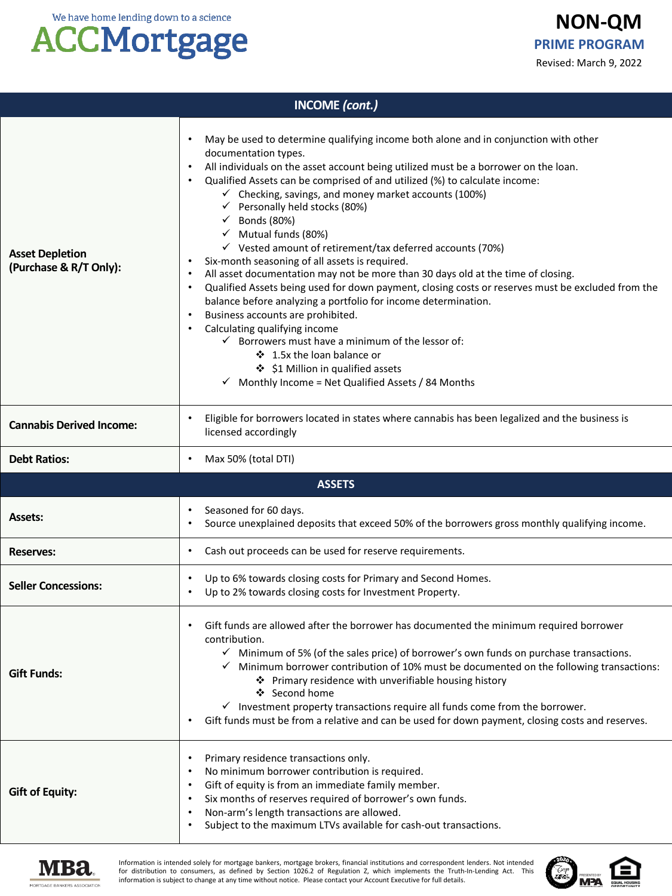| INCOME *(cont.)* | |
|---|---|
| **Asset Depletion (Purchase & R/T Only):** | • May be used to determine qualifying income both alone and in conjunction with other documentation types.<br>• All individuals on the asset account being utilized must be a borrower on the loan.<br>• Qualified Assets can be comprised of and utilized (%) to calculate income:<br>✓ Checking, savings, and money market accounts (100%)<br>✓ Personally held stocks (80%)<br>✓ Bonds (80%)<br>✓ Mutual funds (80%)<br>✓ Vested amount of retirement/tax deferred accounts (70%)<br>• Six-month seasoning of all assets is required.<br>• All asset documentation may not be more than 30 days old at the time of closing.<br>• Qualified Assets being used for down payment, closing costs or reserves must be excluded from the balance before analyzing a portfolio for income determination.<br>• Business accounts are prohibited.<br>• Calculating qualifying income<br>✓ Borrowers must have a minimum of the lessor of:<br>❖ 1.5x the loan balance or<br>❖ $1 Million in qualified assets<br>✓ Monthly Income = Net Qualified Assets / 84 Months |
| **Cannabis Derived Income:** | • Eligible for borrowers located in states where cannabis has been legalized and the business is licensed accordingly |
| **Debt Ratios:** | • Max 50% (total DTI) |
| **ASSETS** | |
| **Assets:** | • Seasoned for 60 days.<br>• Source unexplained deposits that exceed 50% of the borrowers gross monthly qualifying income. |
| **Reserves:** | • Cash out proceeds can be used for reserve requirements. |
| **Seller Concessions:** | • Up to 6% towards closing costs for Primary and Second Homes.<br>• Up to 2% towards closing costs for Investment Property. |
| **Gift Funds:** | • Gift funds are allowed after the borrower has documented the minimum required borrower contribution.<br>✓ Minimum of 5% (of the sales price) of borrower's own funds on purchase transactions.<br>✓ Minimum borrower contribution of 10% must be documented on the following transactions:<br>❖ Primary residence with unverifiable housing history<br>❖ Second home<br>✓ Investment property transactions require all funds come from the borrower.<br>• Gift funds must be from a relative and can be used for down payment, closing costs and reserves. |
| **Gift of Equity:** | • Primary residence transactions only.<br>• No minimum borrower contribution is required.<br>• Gift of equity is from an immediate family member.<br>• Six months of reserves required of borrower's own funds.<br>• Non-arm's length transactions are allowed.<br>• Subject to the maximum LTVs available for cash-out transactions. |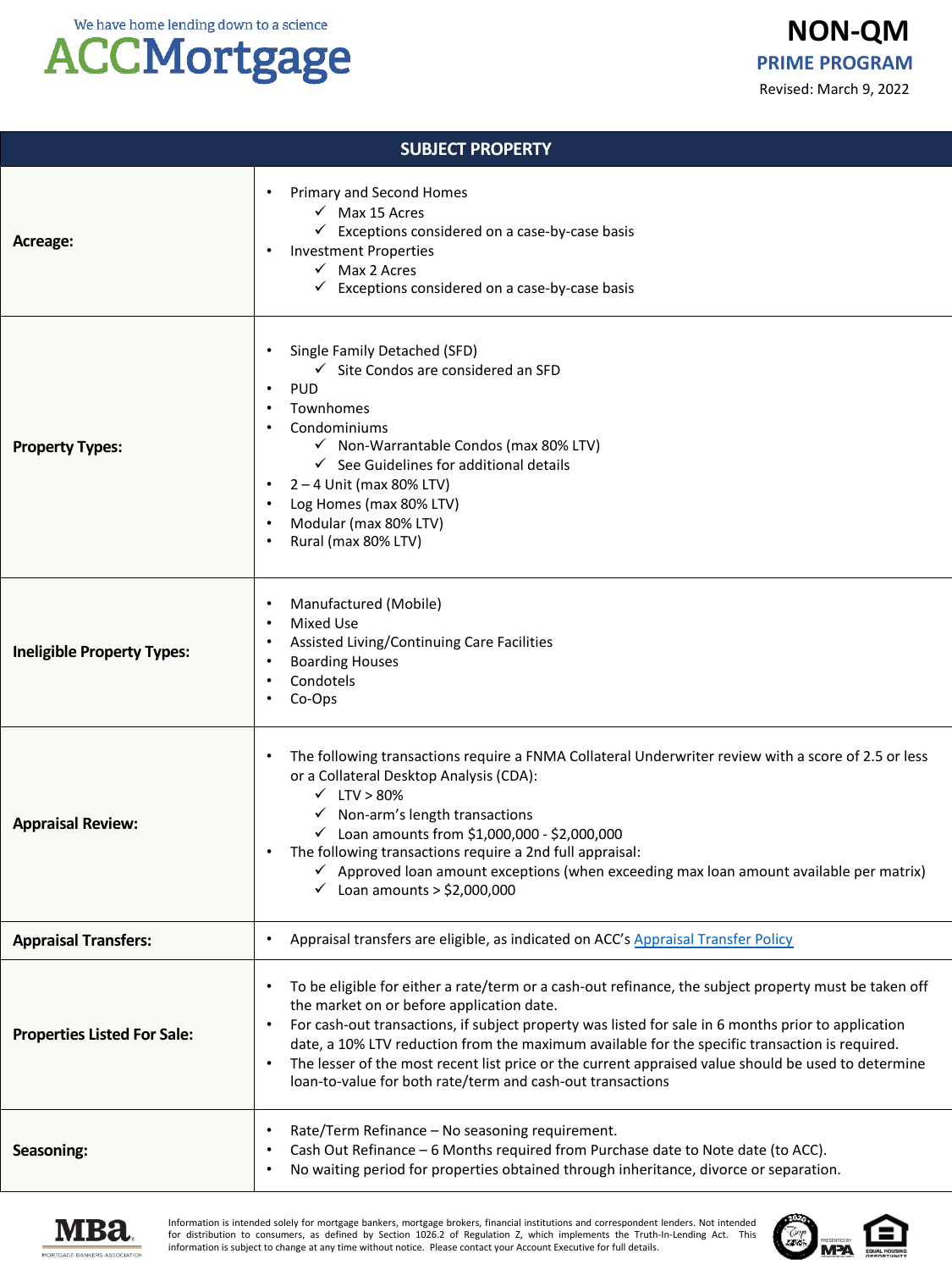| SUBJECT PROPERTY | |
|---|---|
| **Acreage:** | • Primary and Second Homes<br>  ✓ Max 15 Acres<br>  ✓ Exceptions considered on a case-by-case basis<br>• Investment Properties<br>  ✓ Max 2 Acres<br>  ✓ Exceptions considered on a case-by-case basis |
| **Property Types:** | • Single Family Detached (SFD)<br>  ✓ Site Condos are considered an SFD<br>• PUD<br>• Townhomes<br>• Condominiums<br>  ✓ Non-Warrantable Condos (max 80% LTV)<br>  ✓ See Guidelines for additional details<br>• 2 – 4 Unit (max 80% LTV)<br>• Log Homes (max 80% LTV)<br>• Modular (max 80% LTV)<br>• Rural (max 80% LTV) |
| **Ineligible Property Types:** | • Manufactured (Mobile)<br>• Mixed Use<br>• Assisted Living/Continuing Care Facilities<br>• Boarding Houses<br>• Condotels<br>• Co-Ops |
| **Appraisal Review:** | • The following transactions require a FNMA Collateral Underwriter review with a score of 2.5 or less or a Collateral Desktop Analysis (CDA):<br>  ✓ LTV > 80%<br>  ✓ Non-arm's length transactions<br>  ✓ Loan amounts from $1,000,000 - $2,000,000<br>• The following transactions require a 2nd full appraisal:<br>  ✓ Approved loan amount exceptions (when exceeding max loan amount available per matrix)<br>  ✓ Loan amounts > $2,000,000 |
| **Appraisal Transfers:** | • Appraisal transfers are eligible, as indicated on ACC's Appraisal Transfer Policy |
| **Properties Listed For Sale:** | • To be eligible for either a rate/term or a cash-out refinance, the subject property must be taken off the market on or before application date.<br>• For cash-out transactions, if subject property was listed for sale in 6 months prior to application date, a 10% LTV reduction from the maximum available for the specific transaction is required.<br>• The lesser of the most recent list price or the current appraised value should be used to determine loan-to-value for both rate/term and cash-out transactions |
| **Seasoning:** | • Rate/Term Refinance – No seasoning requirement.<br>• Cash Out Refinance – 6 Months required from Purchase date to Note date (to ACC).<br>• No waiting period for properties obtained through inheritance, divorce or separation. |

Information is intended solely for mortgage bankers, mortgage brokers, financial institutions and correspondent lenders. Not intended for distribution to consumers, as defined by Section 1026.2 of Regulation Z, which implements the Truth-In-Lending Act. This information is subject to change at any time without notice. Please contact your Account Executive for full details.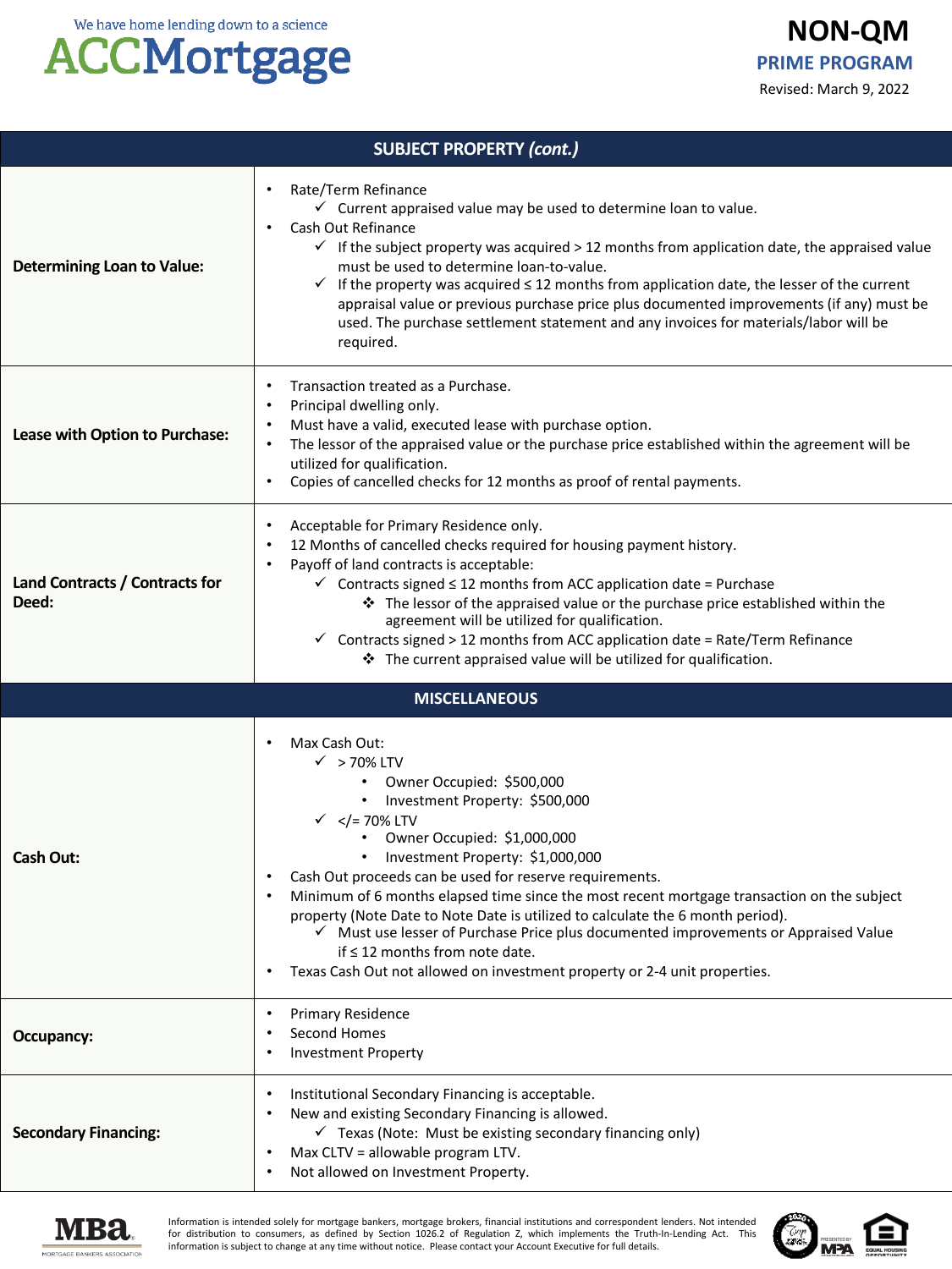# SUBJECT PROPERTY *(cont.)*

| | |
|---|---|
| **Determining Loan to Value:** | • Rate/Term Refinance<br>✓ Current appraised value may be used to determine loan to value.<br>• Cash Out Refinance<br>✓ If the subject property was acquired > 12 months from application date, the appraised value must be used to determine loan-to-value.<br>✓ If the property was acquired ≤ 12 months from application date, the lesser of the current appraisal value or previous purchase price plus documented improvements (if any) must be used. The purchase settlement statement and any invoices for materials/labor will be required. |
| **Lease with Option to Purchase:** | • Transaction treated as a Purchase.<br>• Principal dwelling only.<br>• Must have a valid, executed lease with purchase option.<br>• The lessor of the appraised value or the purchase price established within the agreement will be utilized for qualification.<br>• Copies of cancelled checks for 12 months as proof of rental payments. |
| **Land Contracts / Contracts for Deed:** | • Acceptable for Primary Residence only.<br>• 12 Months of cancelled checks required for housing payment history.<br>• Payoff of land contracts is acceptable:<br>✓ Contracts signed ≤ 12 months from ACC application date = Purchase<br>❖ The lessor of the appraised value or the purchase price established within the agreement will be utilized for qualification.<br>✓ Contracts signed > 12 months from ACC application date = Rate/Term Refinance<br>❖ The current appraised value will be utilized for qualification. |

# MISCELLANEOUS

| | |
|---|---|
| **Cash Out:** | • Max Cash Out:<br>✓ > 70% LTV<br>• Owner Occupied: $500,000<br>• Investment Property: $500,000<br>✓ </= 70% LTV<br>• Owner Occupied: $1,000,000<br>• Investment Property: $1,000,000<br>• Cash Out proceeds can be used for reserve requirements.<br>• Minimum of 6 months elapsed time since the most recent mortgage transaction on the subject property (Note Date to Note Date is utilized to calculate the 6 month period).<br>✓ Must use lesser of Purchase Price plus documented improvements or Appraised Value if ≤ 12 months from note date.<br>• Texas Cash Out not allowed on investment property or 2-4 unit properties. |
| **Occupancy:** | • Primary Residence<br>• Second Homes<br>• Investment Property |
| **Secondary Financing:** | • Institutional Secondary Financing is acceptable.<br>• New and existing Secondary Financing is allowed.<br>✓ Texas (Note: Must be existing secondary financing only)<br>• Max CLTV = allowable program LTV.<br>• Not allowed on Investment Property. |

Information is intended solely for mortgage bankers, mortgage brokers, financial institutions and correspondent lenders. Not intended for distribution to consumers, as defined by Section 1026.2 of Regulation Z, which implements the Truth-In-Lending Act. This information is subject to change at any time without notice. Please contact your Account Executive for full details.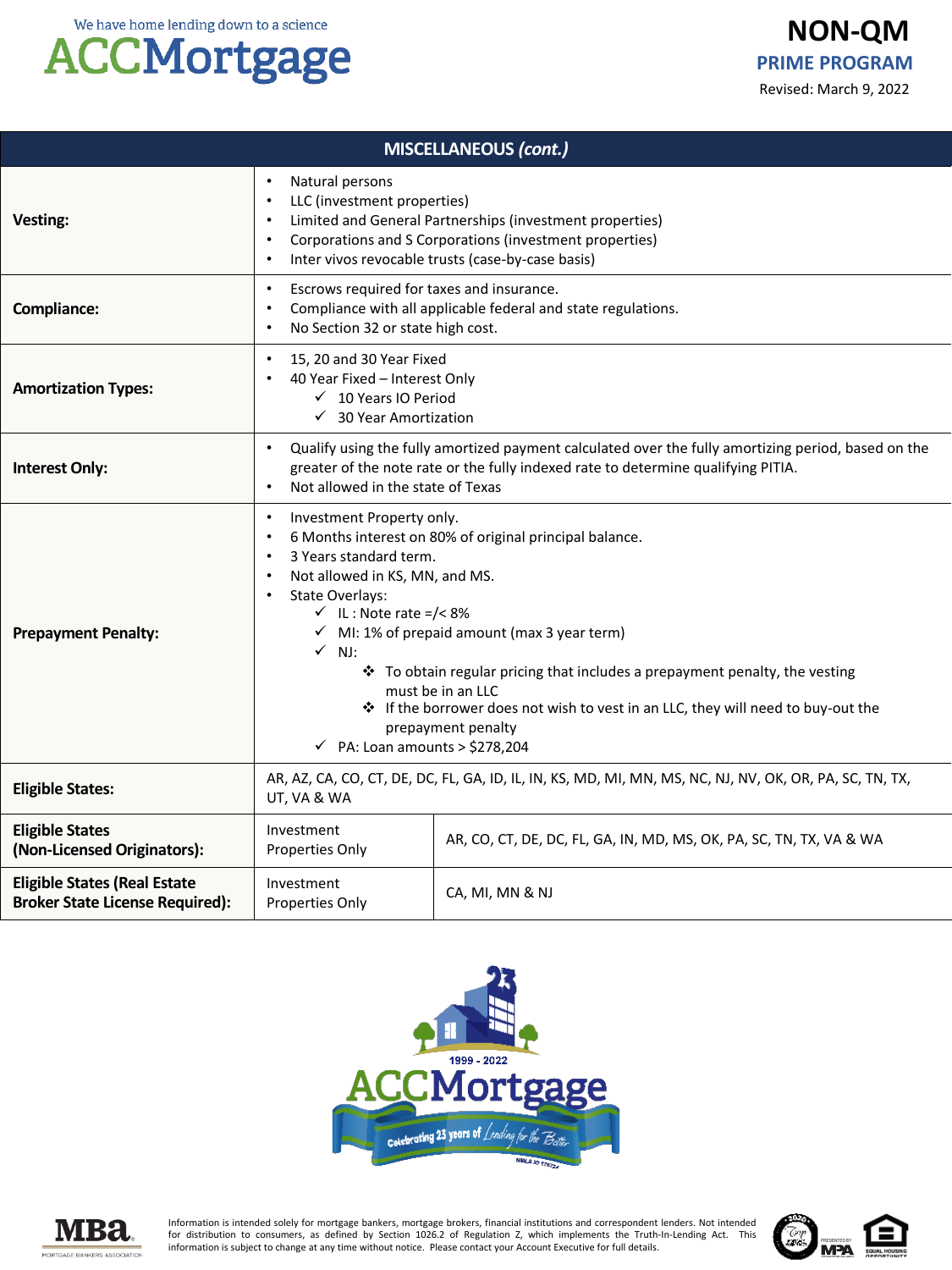# NON-QM

## PRIME PROGRAM

Revised: March 9, 2022

| MISCELLANEOUS *(cont.)* | | |
|---|---|---|
| **Vesting:** | • Natural persons<br>• LLC (investment properties)<br>• Limited and General Partnerships (investment properties)<br>• Corporations and S Corporations (investment properties)<br>• Inter vivos revocable trusts (case-by-case basis) | |
| **Compliance:** | • Escrows required for taxes and insurance.<br>• Compliance with all applicable federal and state regulations.<br>• No Section 32 or state high cost. | |
| **Amortization Types:** | • 15, 20 and 30 Year Fixed<br>• 40 Year Fixed – Interest Only<br>&nbsp;&nbsp;✓ 10 Years IO Period<br>&nbsp;&nbsp;✓ 30 Year Amortization | |
| **Interest Only:** | • Qualify using the fully amortized payment calculated over the fully amortizing period, based on the greater of the note rate or the fully indexed rate to determine qualifying PITIA.<br>• Not allowed in the state of Texas | |
| **Prepayment Penalty:** | • Investment Property only.<br>• 6 Months interest on 80% of original principal balance.<br>• 3 Years standard term.<br>• Not allowed in KS, MN, and MS.<br>• State Overlays:<br>&nbsp;&nbsp;✓ IL : Note rate =/< 8%<br>&nbsp;&nbsp;✓ MI: 1% of prepaid amount (max 3 year term)<br>&nbsp;&nbsp;✓ NJ:<br>&nbsp;&nbsp;&nbsp;&nbsp;❖ To obtain regular pricing that includes a prepayment penalty, the vesting must be in an LLC<br>&nbsp;&nbsp;&nbsp;&nbsp;❖ If the borrower does not wish to vest in an LLC, they will need to buy-out the prepayment penalty<br>&nbsp;&nbsp;✓ PA: Loan amounts > $278,204 | |
| **Eligible States:** | AR, AZ, CA, CO, CT, DE, DC, FL, GA, ID, IL, IN, KS, MD, MI, MN, MS, NC, NJ, NV, OK, OR, PA, SC, TN, TX, UT, VA & WA | |
| **Eligible States (Non-Licensed Originators):** | Investment Properties Only | AR, CO, CT, DE, DC, FL, GA, IN, MD, MS, OK, PA, SC, TN, TX, VA & WA |
| **Eligible States (Real Estate Broker State License Required):** | Investment Properties Only | CA, MI, MN & NJ |

Information is intended solely for mortgage bankers, mortgage brokers, financial institutions and correspondent lenders. Not intended for distribution to consumers, as defined by Section 1026.2 of Regulation Z, which implements the Truth-In-Lending Act. This information is subject to change at any time without notice. Please contact your Account Executive for full details.